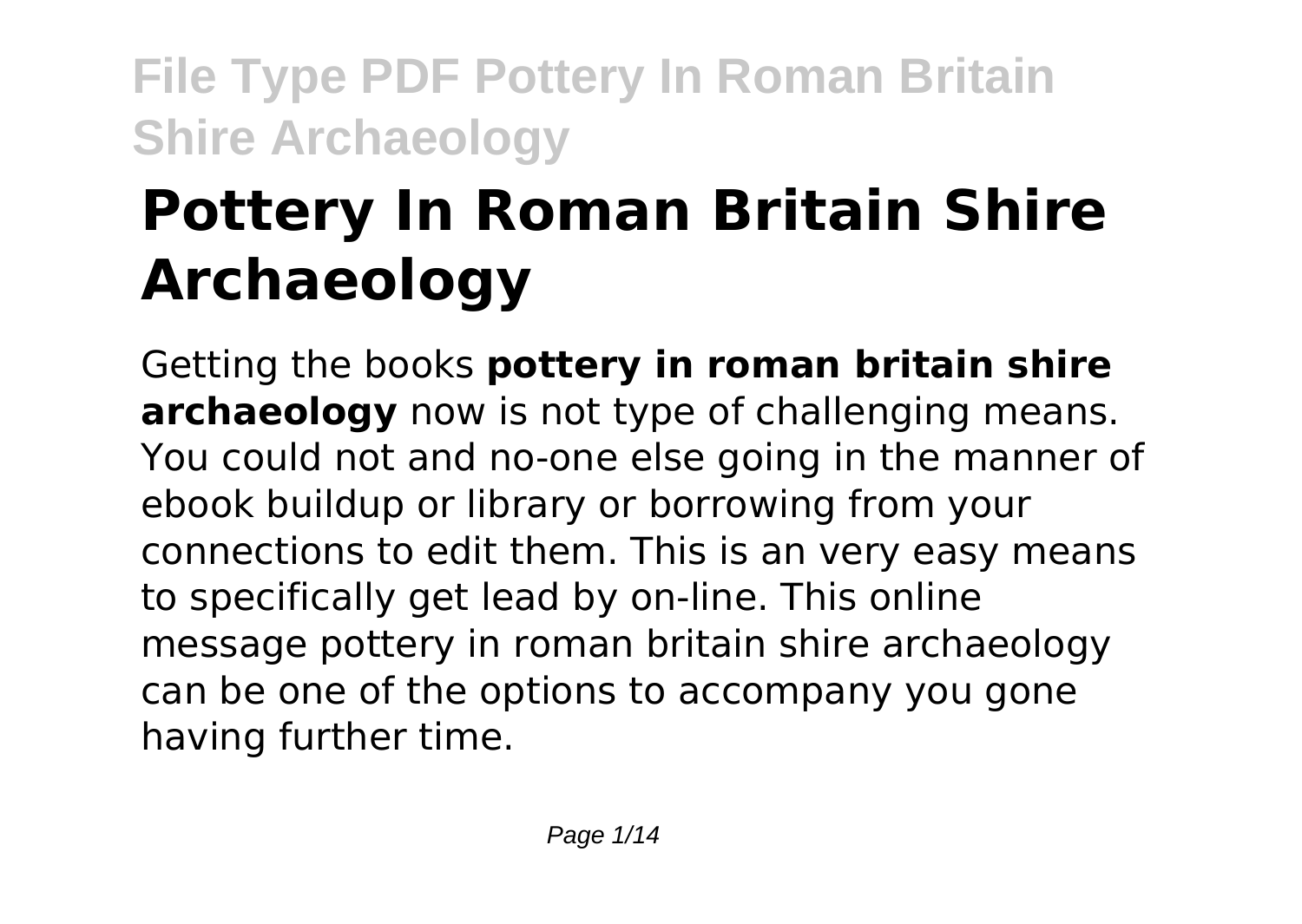# Pottery In Roman Britain Shire Archaeology

Getting the books **pottery in roman britain shire archaeology** now is not type of challenging means. You could not and no-one else going in the manner of ebook buildup or library or borrowing from your connections to edit them. This is an very easy means to specifically get lead by on-line. This online message pottery in roman britain shire archaeology can be one of the options to accompany you gone having further time.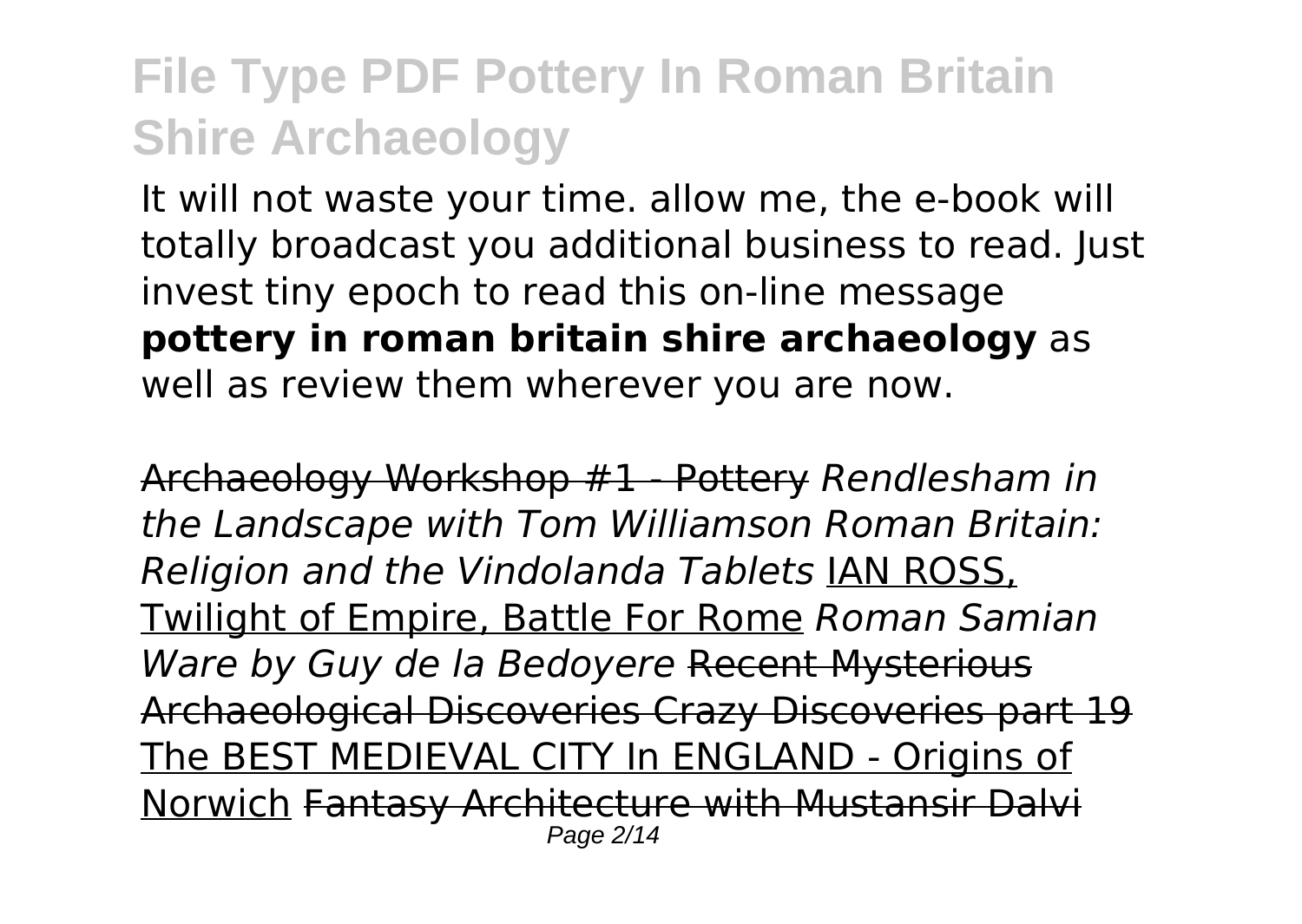It will not waste your time. allow me, the e-book will totally broadcast you additional business to read. Just invest tiny epoch to read this on-line message **pottery in roman britain shire archaeology** as well as review them wherever you are now.

~~Archaeology Workshop #1 - Pottery~~ *Rendlesham in the Landscape with Tom Williamson Roman Britain: Religion and the Vindolanda Tablets* IAN ROSS, Twilight of Empire, Battle For Rome *Roman Samian Ware by Guy de la Bedoyere* ~~Recent Mysterious Archaeological Discoveries Crazy Discoveries part 19~~ The BEST MEDIEVAL CITY In ENGLAND - Origins of Norwich ~~Fantasy Architecture with Mustansir Dalvi~~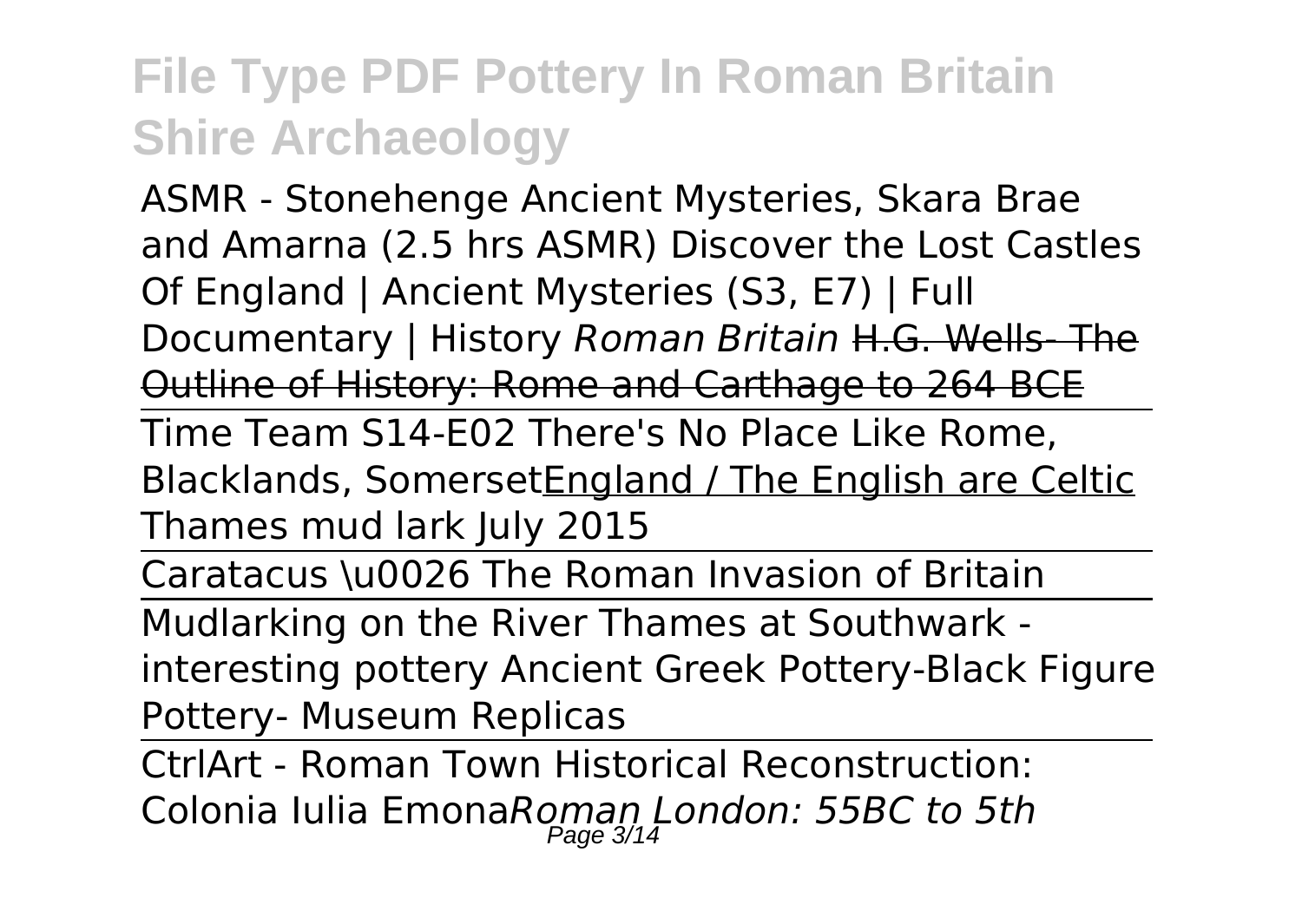ASMR - Stonehenge Ancient Mysteries, Skara Brae and Amarna (2.5 hrs ASMR) Discover the Lost Castles Of England | Ancient Mysteries (S3, E7) | Full Documentary | History *Roman Britain* ~~H.G. Wells- The Outline of History: Rome and Carthage to 264 BCE~~

Time Team S14-E02 There's No Place Like Rome, Blacklands, SomersetEngland / The English are Celtic Thames mud lark July 2015

Caratacus \u0026 The Roman Invasion of Britain

Mudlarking on the River Thames at Southwark - interesting pottery Ancient Greek Pottery-Black Figure Pottery- Museum Replicas

CtrlArt - Roman Town Historical Reconstruction: Colonia Iulia Emona*Roman London: 55BC to 5th*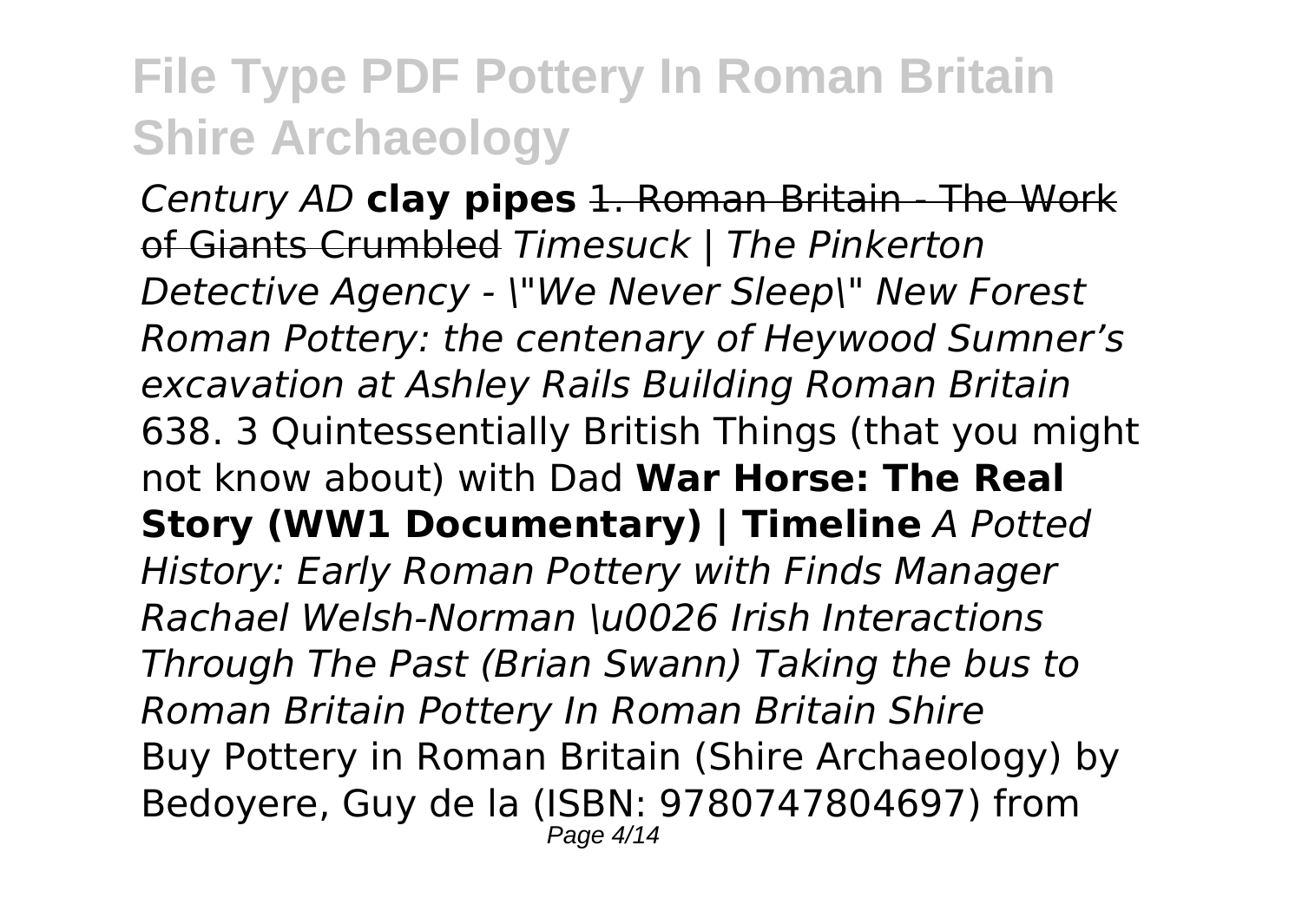*Century AD* **clay pipes** ~~1. Roman Britain - The Work of Giants Crumbled~~ *Timesuck | The Pinkerton Detective Agency - \"We Never Sleep\" New Forest Roman Pottery: the centenary of Heywood Sumner's excavation at Ashley Rails Building Roman Britain* 638. 3 Quintessentially British Things (that you might not know about) with Dad **War Horse: The Real Story (WW1 Documentary) | Timeline** *A Potted History: Early Roman Pottery with Finds Manager Rachael Welsh-Norman \u0026 Irish Interactions Through The Past (Brian Swann) Taking the bus to Roman Britain Pottery In Roman Britain Shire*

Buy Pottery in Roman Britain (Shire Archaeology) by Bedoyere, Guy de la (ISBN: 9780747804697) from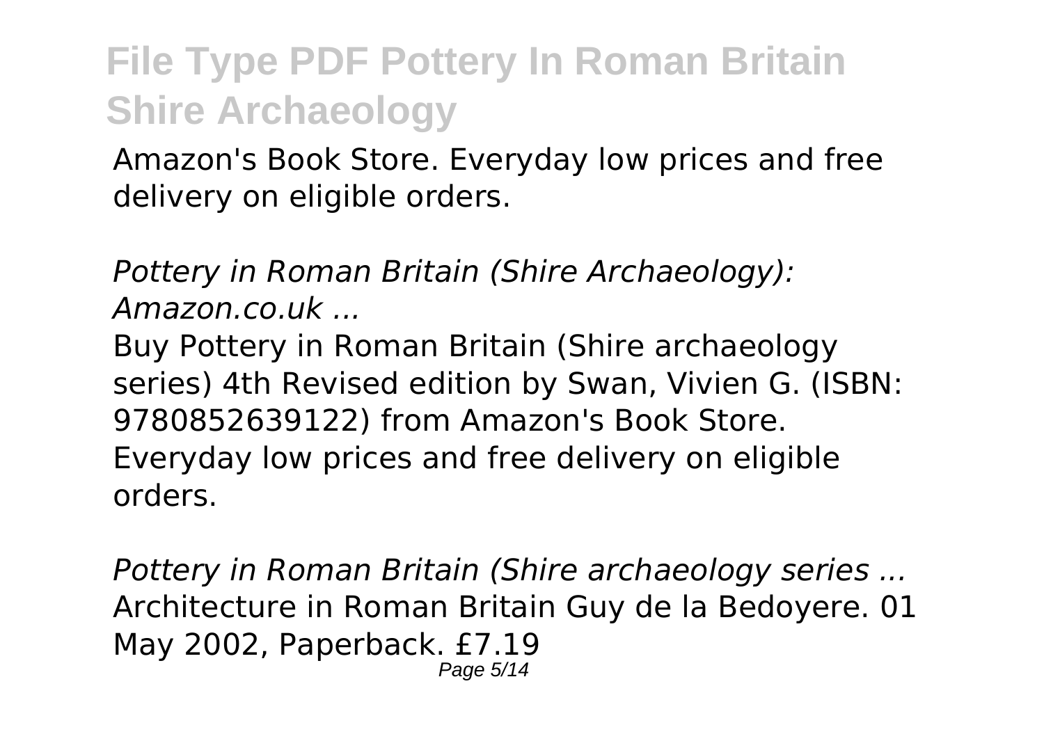Amazon's Book Store. Everyday low prices and free delivery on eligible orders.

*Pottery in Roman Britain (Shire Archaeology): Amazon.co.uk ...*

Buy Pottery in Roman Britain (Shire archaeology series) 4th Revised edition by Swan, Vivien G. (ISBN: 9780852639122) from Amazon's Book Store. Everyday low prices and free delivery on eligible orders.

*Pottery in Roman Britain (Shire archaeology series ...*

Architecture in Roman Britain Guy de la Bedoyere. 01 May 2002, Paperback. £7.19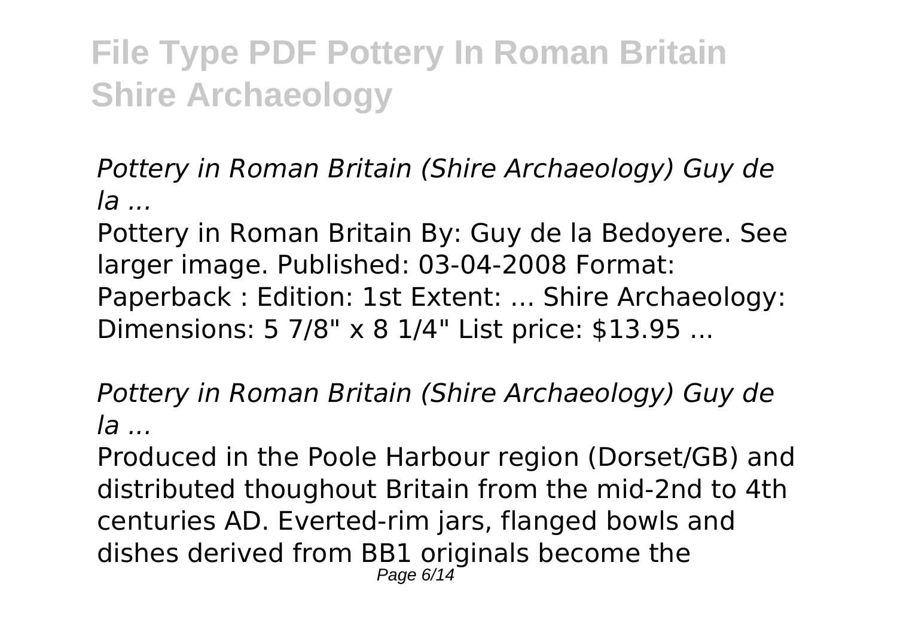*Pottery in Roman Britain (Shire Archaeology) Guy de la ...*

Pottery in Roman Britain By: Guy de la Bedoyere. See larger image. Published: 03-04-2008 Format: Paperback : Edition: 1st Extent: ... Shire Archaeology: Dimensions: 5 7/8" x 8 1/4" List price: $13.95 ...

*Pottery in Roman Britain (Shire Archaeology) Guy de la ...*

Produced in the Poole Harbour region (Dorset/GB) and distributed thoughout Britain from the mid-2nd to 4th centuries AD. Everted-rim jars, flanged bowls and dishes derived from BB1 originals become the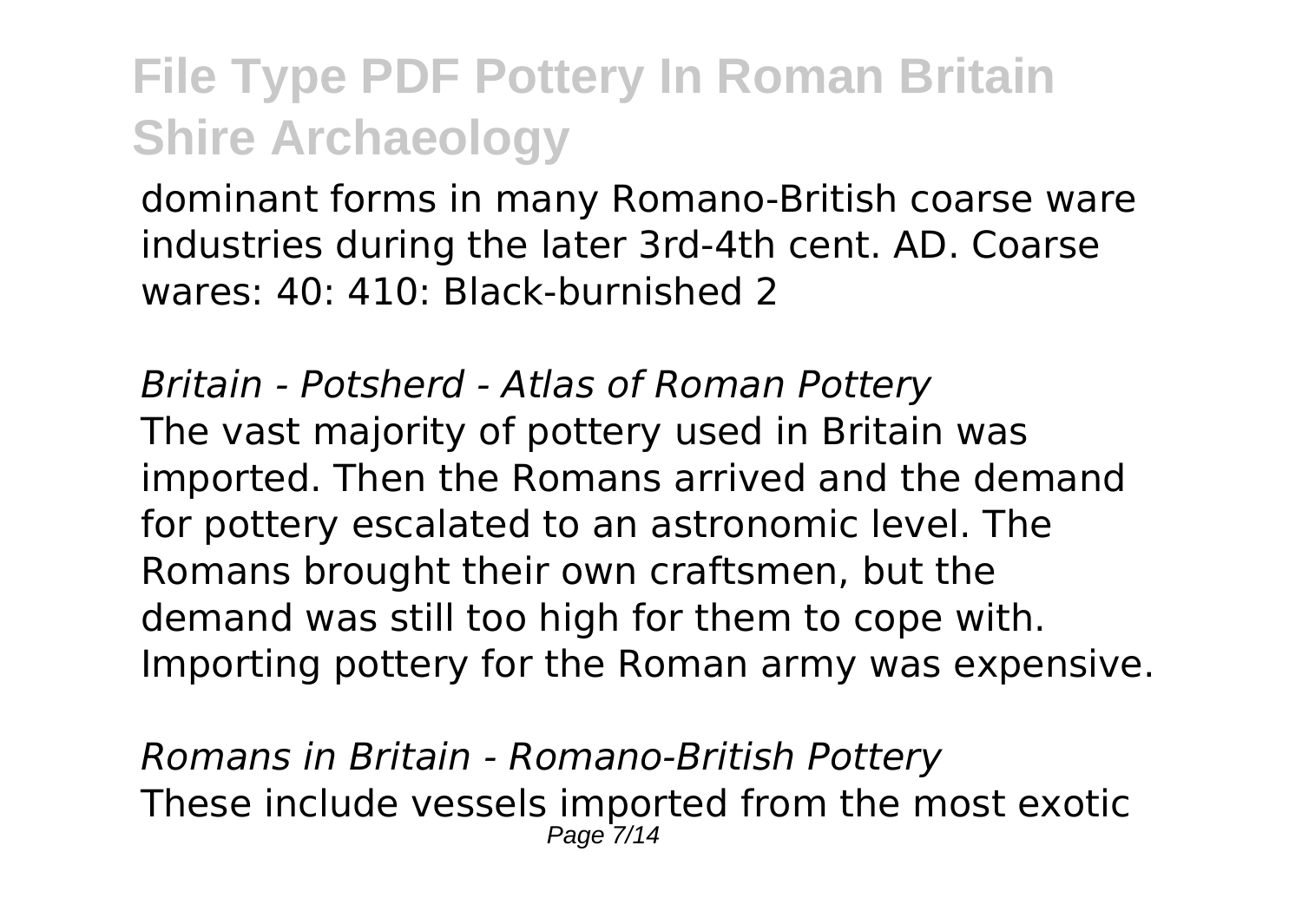dominant forms in many Romano-British coarse ware industries during the later 3rd-4th cent. AD. Coarse wares: 40: 410: Black-burnished 2

*Britain - Potsherd - Atlas of Roman Pottery*
The vast majority of pottery used in Britain was imported. Then the Romans arrived and the demand for pottery escalated to an astronomic level. The Romans brought their own craftsmen, but the demand was still too high for them to cope with. Importing pottery for the Roman army was expensive.

*Romans in Britain - Romano-British Pottery*
These include vessels imported from the most exotic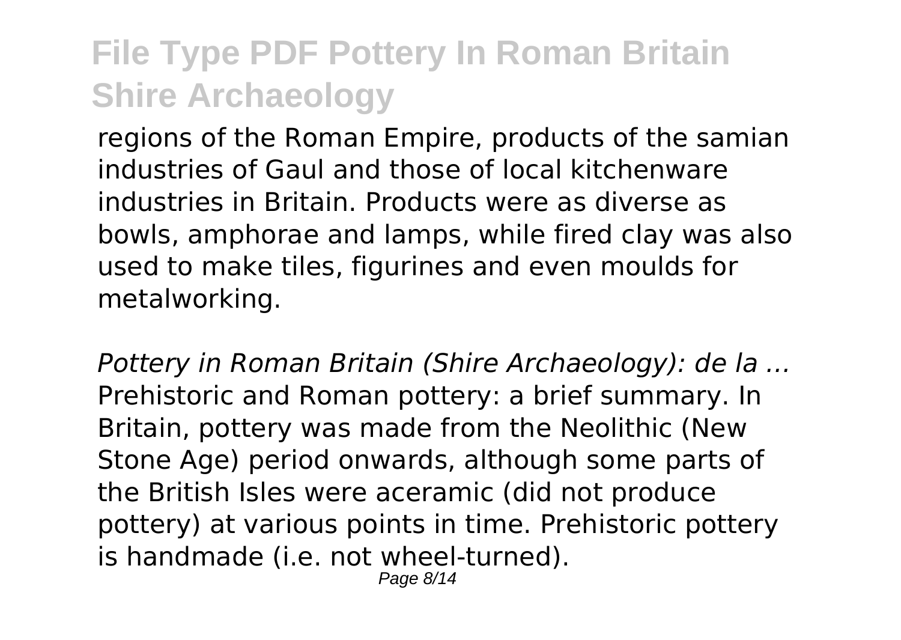regions of the Roman Empire, products of the samian industries of Gaul and those of local kitchenware industries in Britain. Products were as diverse as bowls, amphorae and lamps, while fired clay was also used to make tiles, figurines and even moulds for metalworking.

*Pottery in Roman Britain (Shire Archaeology): de la ...*
Prehistoric and Roman pottery: a brief summary. In Britain, pottery was made from the Neolithic (New Stone Age) period onwards, although some parts of the British Isles were aceramic (did not produce pottery) at various points in time. Prehistoric pottery is handmade (i.e. not wheel-turned).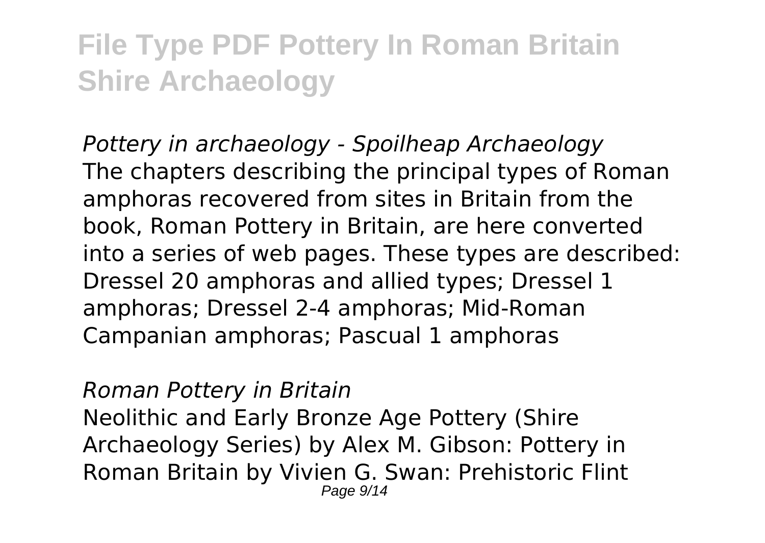*Pottery in archaeology - Spoilheap Archaeology*
The chapters describing the principal types of Roman amphoras recovered from sites in Britain from the book, Roman Pottery in Britain, are here converted into a series of web pages. These types are described: Dressel 20 amphoras and allied types; Dressel 1 amphoras; Dressel 2-4 amphoras; Mid-Roman Campanian amphoras; Pascual 1 amphoras

*Roman Pottery in Britain*
Neolithic and Early Bronze Age Pottery (Shire Archaeology Series) by Alex M. Gibson: Pottery in Roman Britain by Vivien G. Swan: Prehistoric Flint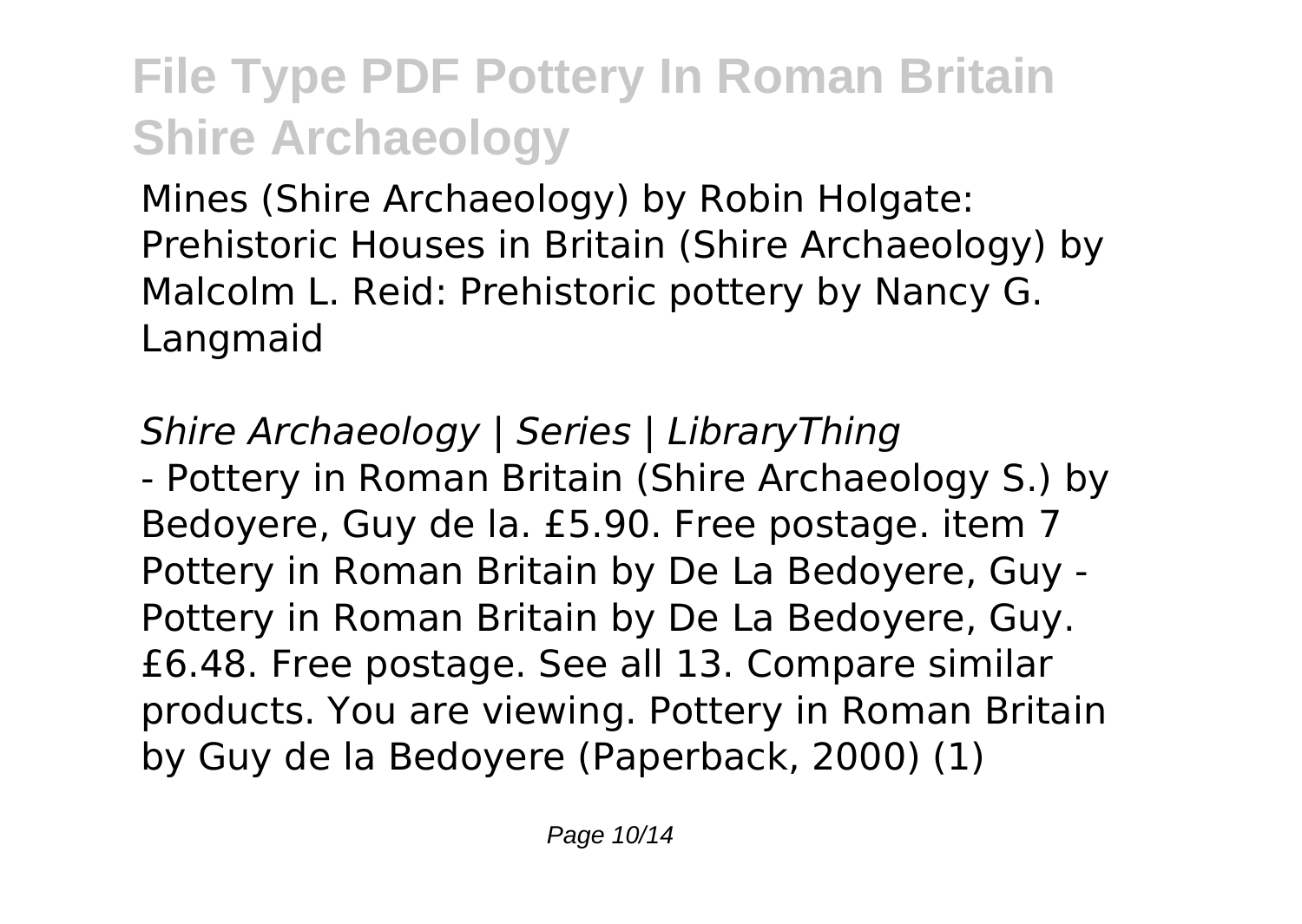Mines (Shire Archaeology) by Robin Holgate: Prehistoric Houses in Britain (Shire Archaeology) by Malcolm L. Reid: Prehistoric pottery by Nancy G. Langmaid

*Shire Archaeology | Series | LibraryThing*

- Pottery in Roman Britain (Shire Archaeology S.) by Bedoyere, Guy de la. £5.90. Free postage. item 7 Pottery in Roman Britain by De La Bedoyere, Guy - Pottery in Roman Britain by De La Bedoyere, Guy. £6.48. Free postage. See all 13. Compare similar products. You are viewing. Pottery in Roman Britain by Guy de la Bedoyere (Paperback, 2000) (1)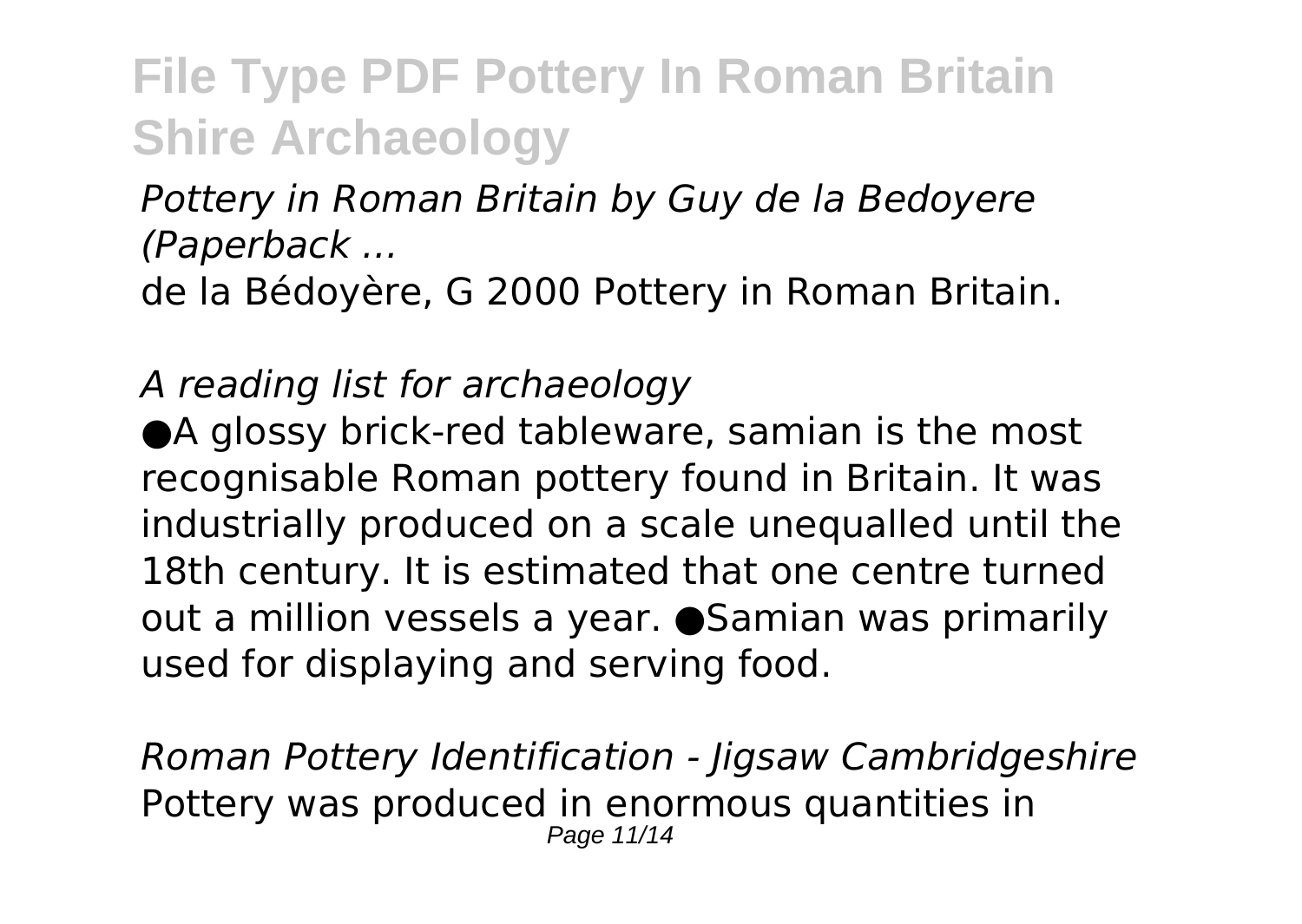*Pottery in Roman Britain by Guy de la Bedoyere (Paperback ...*

de la Bédoyère, G 2000 Pottery in Roman Britain.

*A reading list for archaeology*

●A glossy brick-red tableware, samian is the most recognisable Roman pottery found in Britain. It was industrially produced on a scale unequalled until the 18th century. It is estimated that one centre turned out a million vessels a year. ●Samian was primarily used for displaying and serving food.

*Roman Pottery Identification - Jigsaw Cambridgeshire*

Pottery was produced in enormous quantities in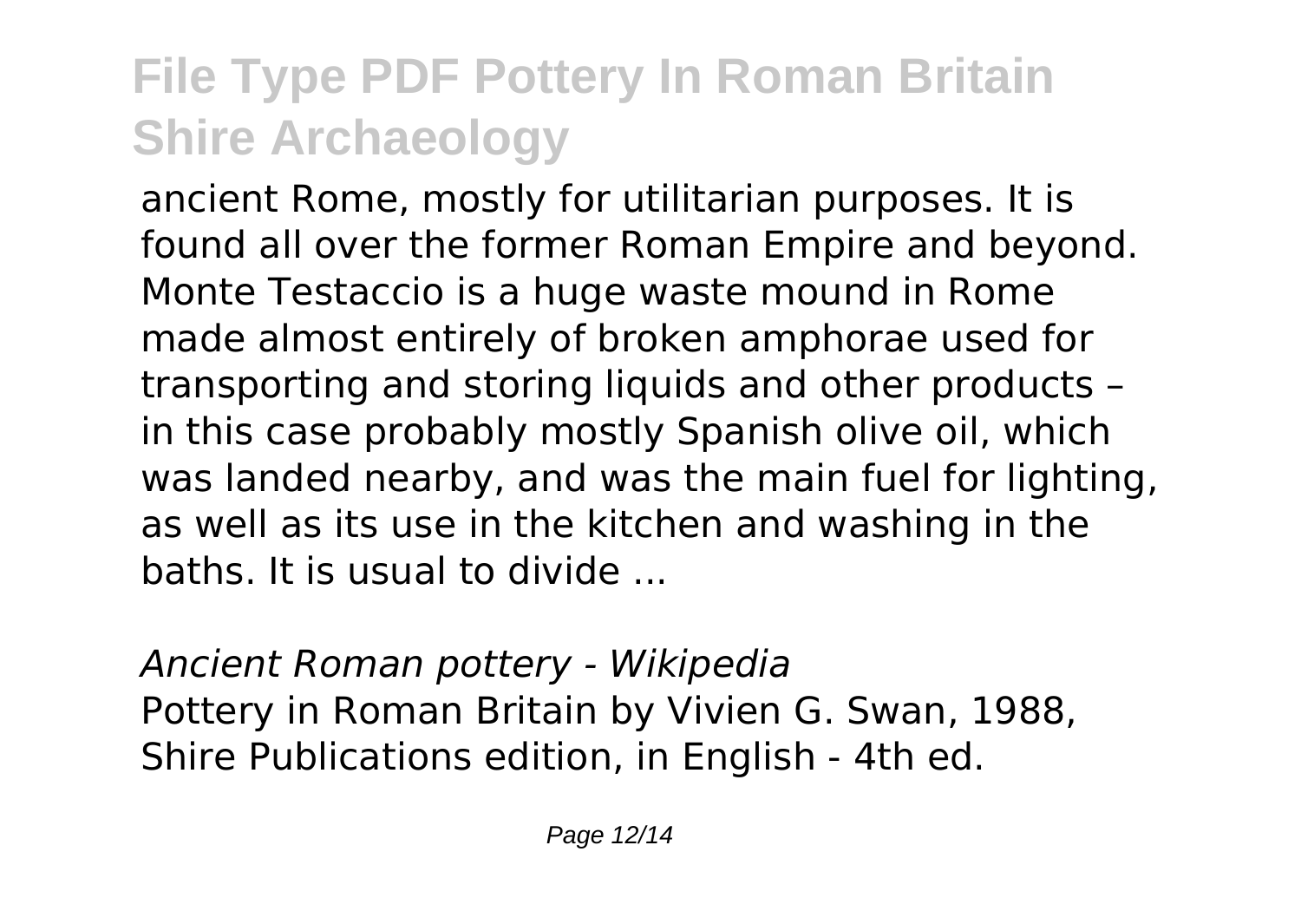ancient Rome, mostly for utilitarian purposes. It is found all over the former Roman Empire and beyond. Monte Testaccio is a huge waste mound in Rome made almost entirely of broken amphorae used for transporting and storing liquids and other products – in this case probably mostly Spanish olive oil, which was landed nearby, and was the main fuel for lighting, as well as its use in the kitchen and washing in the baths. It is usual to divide ...

*Ancient Roman pottery - Wikipedia*

Pottery in Roman Britain by Vivien G. Swan, 1988, Shire Publications edition, in English - 4th ed.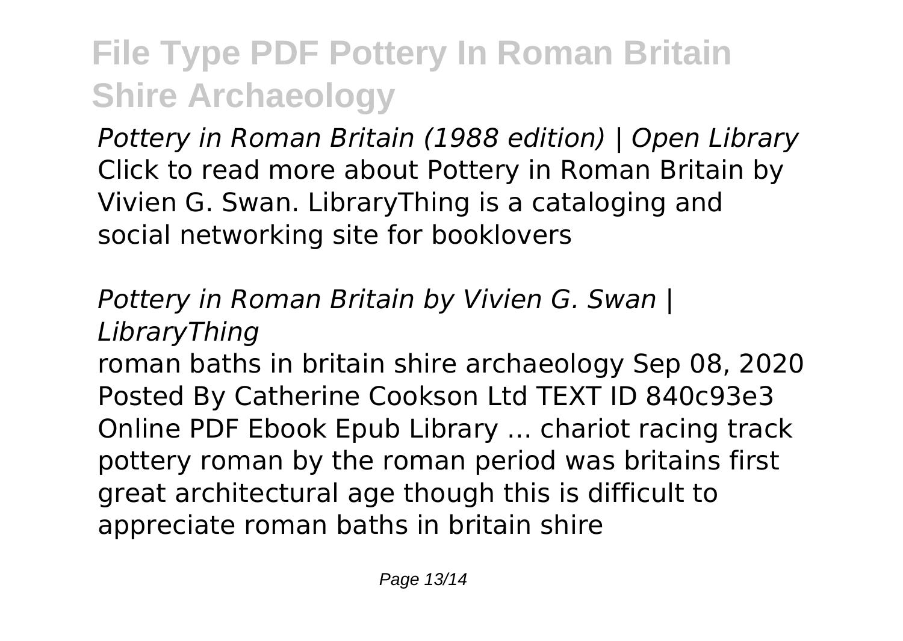*Pottery in Roman Britain (1988 edition) | Open Library*
Click to read more about Pottery in Roman Britain by Vivien G. Swan. LibraryThing is a cataloging and social networking site for booklovers

*Pottery in Roman Britain by Vivien G. Swan | LibraryThing*
roman baths in britain shire archaeology Sep 08, 2020 Posted By Catherine Cookson Ltd TEXT ID 840c93e3 Online PDF Ebook Epub Library ... chariot racing track pottery roman by the roman period was britains first great architectural age though this is difficult to appreciate roman baths in britain shire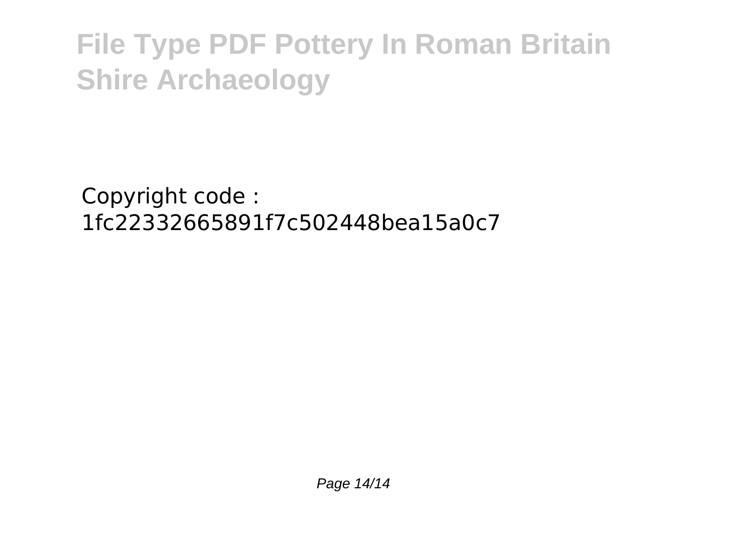Copyright code : 1fc22332665891f7c502448bea15a0c7